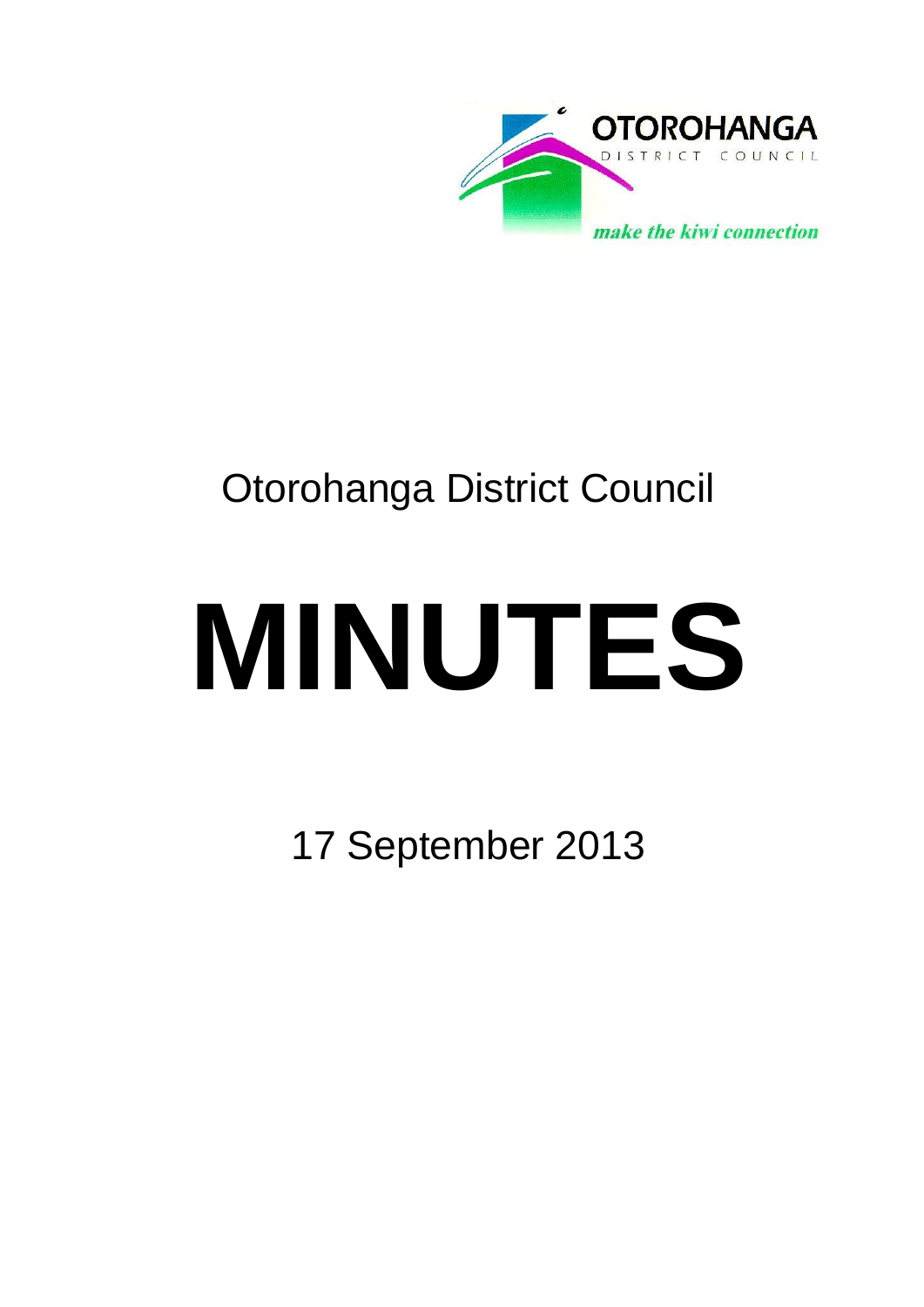OTOROHANGA

DISTRICT COUNCIL

*make the kiwi connection*

Otorohanga District Council

# MINUTES

17 September 2013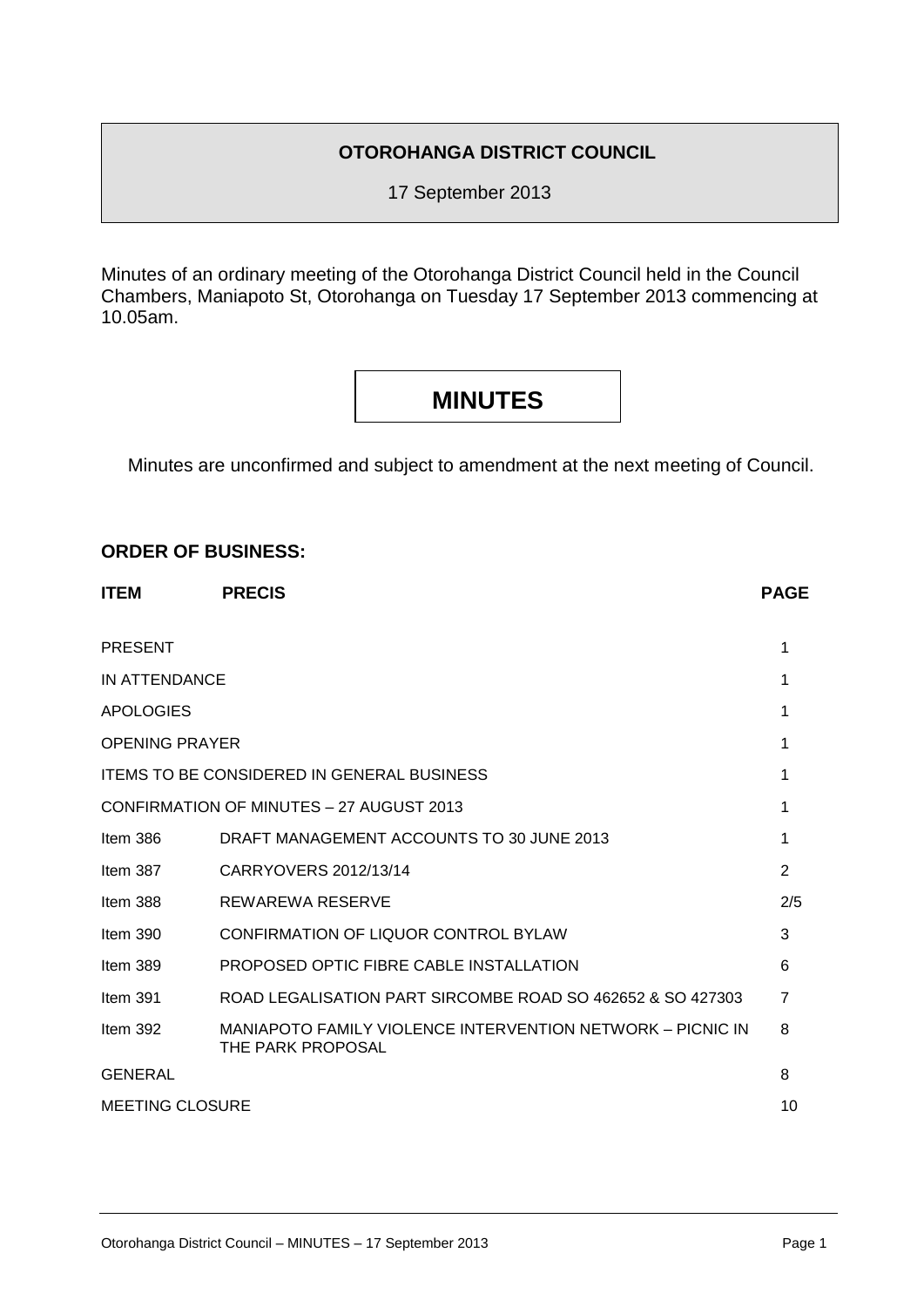**OTOROHANGA DISTRICT COUNCIL**

17 September 2013

Minutes of an ordinary meeting of the Otorohanga District Council held in the Council Chambers, Maniapoto St, Otorohanga on Tuesday 17 September 2013 commencing at 10.05am.

# MINUTES

Minutes are unconfirmed and subject to amendment at the next meeting of Council.

## ORDER OF BUSINESS:

| ITEM | PRECIS | PAGE |
|---|---|---|
| PRESENT | | 1 |
| IN ATTENDANCE | | 1 |
| APOLOGIES | | 1 |
| OPENING PRAYER | | 1 |
| ITEMS TO BE CONSIDERED IN GENERAL BUSINESS | | 1 |
| CONFIRMATION OF MINUTES – 27 AUGUST 2013 | | 1 |
| Item 386 | DRAFT MANAGEMENT ACCOUNTS TO 30 JUNE 2013 | 1 |
| Item 387 | CARRYOVERS 2012/13/14 | 2 |
| Item 388 | REWAREWA RESERVE | 2/5 |
| Item 390 | CONFIRMATION OF LIQUOR CONTROL BYLAW | 3 |
| Item 389 | PROPOSED OPTIC FIBRE CABLE INSTALLATION | 6 |
| Item 391 | ROAD LEGALISATION PART SIRCOMBE ROAD SO 462652 & SO 427303 | 7 |
| Item 392 | MANIAPOTO FAMILY VIOLENCE INTERVENTION NETWORK – PICNIC IN THE PARK PROPOSAL | 8 |
| GENERAL | | 8 |
| MEETING CLOSURE | | 10 |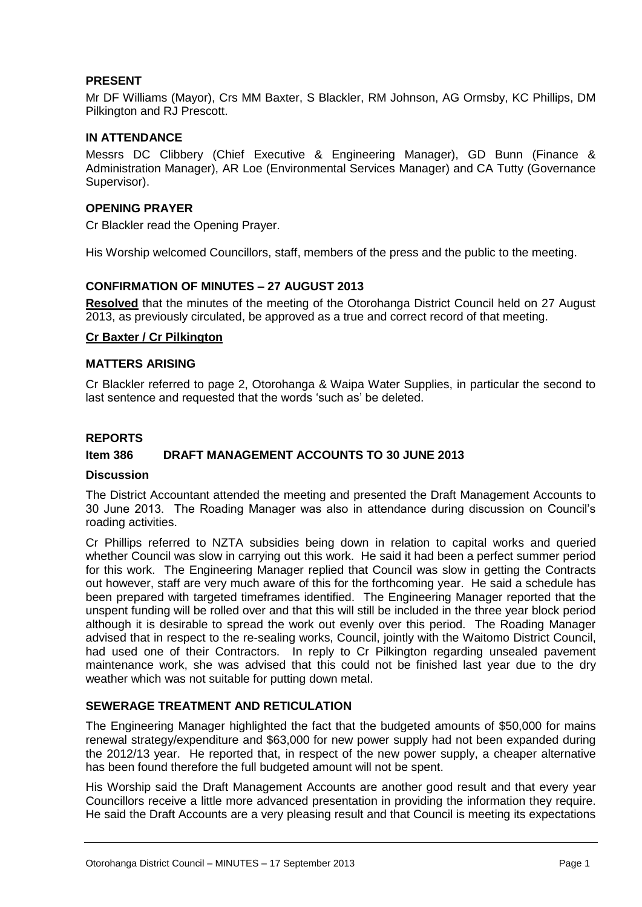## PRESENT

Mr DF Williams (Mayor), Crs MM Baxter, S Blackler, RM Johnson, AG Ormsby, KC Phillips, DM Pilkington and RJ Prescott.

## IN ATTENDANCE

Messrs DC Clibbery (Chief Executive & Engineering Manager), GD Bunn (Finance & Administration Manager), AR Loe (Environmental Services Manager) and CA Tutty (Governance Supervisor).

## OPENING PRAYER

Cr Blackler read the Opening Prayer.

His Worship welcomed Councillors, staff, members of the press and the public to the meeting.

## CONFIRMATION OF MINUTES – 27 AUGUST 2013

**Resolved** that the minutes of the meeting of the Otorohanga District Council held on 27 August 2013, as previously circulated, be approved as a true and correct record of that meeting.

**Cr Baxter / Cr Pilkington**

## MATTERS ARISING

Cr Blackler referred to page 2, Otorohanga & Waipa Water Supplies, in particular the second to last sentence and requested that the words 'such as' be deleted.

## REPORTS

### Item 386 DRAFT MANAGEMENT ACCOUNTS TO 30 JUNE 2013

### Discussion

The District Accountant attended the meeting and presented the Draft Management Accounts to 30 June 2013. The Roading Manager was also in attendance during discussion on Council's roading activities.

Cr Phillips referred to NZTA subsidies being down in relation to capital works and queried whether Council was slow in carrying out this work. He said it had been a perfect summer period for this work. The Engineering Manager replied that Council was slow in getting the Contracts out however, staff are very much aware of this for the forthcoming year. He said a schedule has been prepared with targeted timeframes identified. The Engineering Manager reported that the unspent funding will be rolled over and that this will still be included in the three year block period although it is desirable to spread the work out evenly over this period. The Roading Manager advised that in respect to the re-sealing works, Council, jointly with the Waitomo District Council, had used one of their Contractors. In reply to Cr Pilkington regarding unsealed pavement maintenance work, she was advised that this could not be finished last year due to the dry weather which was not suitable for putting down metal.

## SEWERAGE TREATMENT AND RETICULATION

The Engineering Manager highlighted the fact that the budgeted amounts of $50,000 for mains renewal strategy/expenditure and $63,000 for new power supply had not been expanded during the 2012/13 year. He reported that, in respect of the new power supply, a cheaper alternative has been found therefore the full budgeted amount will not be spent.

His Worship said the Draft Management Accounts are another good result and that every year Councillors receive a little more advanced presentation in providing the information they require. He said the Draft Accounts are a very pleasing result and that Council is meeting its expectations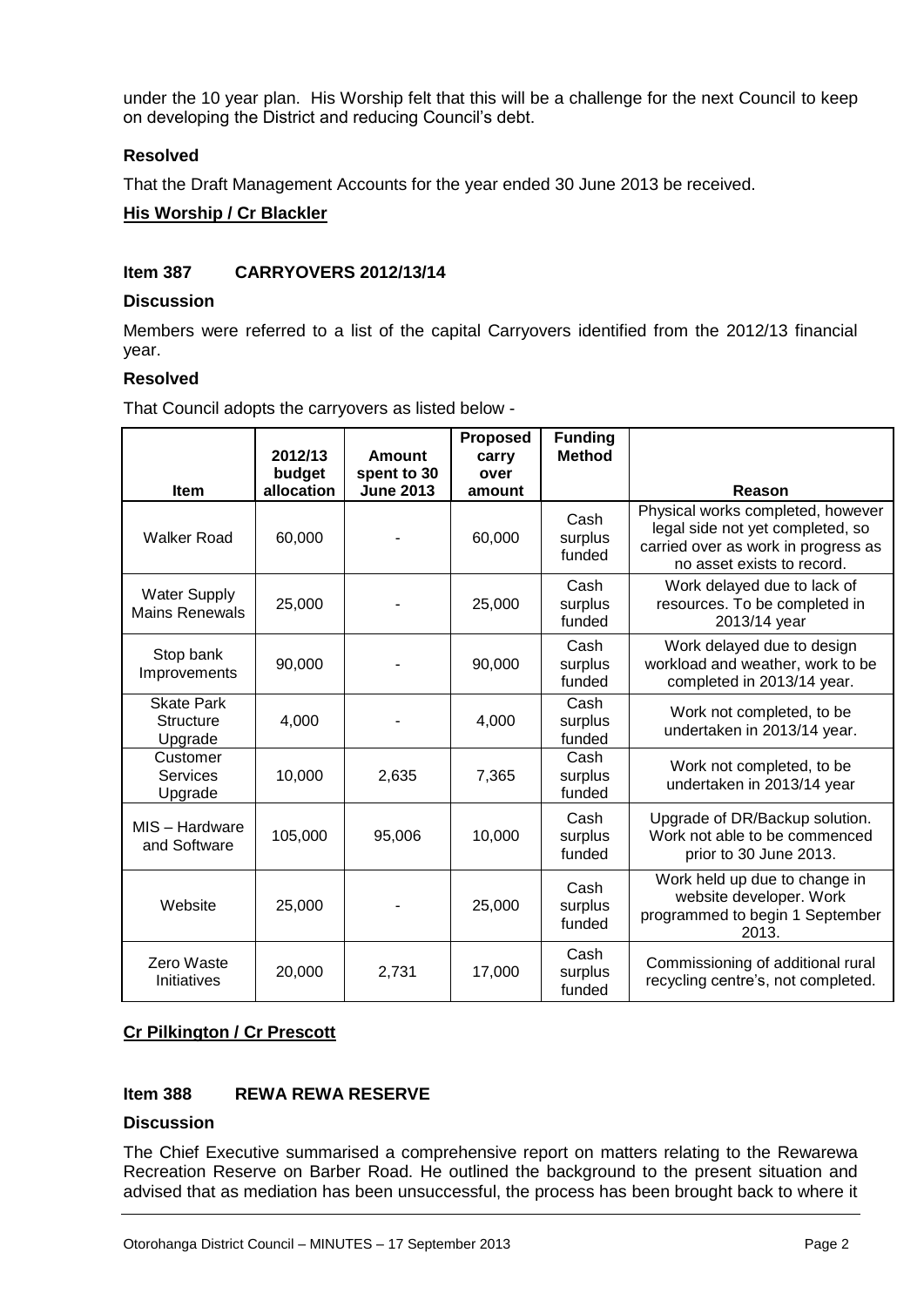under the 10 year plan. His Worship felt that this will be a challenge for the next Council to keep on developing the District and reducing Council's debt.

**Resolved**

That the Draft Management Accounts for the year ended 30 June 2013 be received.

**His Worship / Cr Blackler**

### Item 387 CARRYOVERS 2012/13/14

**Discussion**

Members were referred to a list of the capital Carryovers identified from the 2012/13 financial year.

**Resolved**

That Council adopts the carryovers as listed below -

| Item | 2012/13 budget allocation | Amount spent to 30 June 2013 | Proposed carry over amount | Funding Method | Reason |
|---|---|---|---|---|---|
| Walker Road | 60,000 | - | 60,000 | Cash surplus funded | Physical works completed, however legal side not yet completed, so carried over as work in progress as no asset exists to record. |
| Water Supply Mains Renewals | 25,000 | - | 25,000 | Cash surplus funded | Work delayed due to lack of resources. To be completed in 2013/14 year |
| Stop bank Improvements | 90,000 | - | 90,000 | Cash surplus funded | Work delayed due to design workload and weather, work to be completed in 2013/14 year. |
| Skate Park Structure Upgrade | 4,000 | - | 4,000 | Cash surplus funded | Work not completed, to be undertaken in 2013/14 year. |
| Customer Services Upgrade | 10,000 | 2,635 | 7,365 | Cash surplus funded | Work not completed, to be undertaken in 2013/14 year |
| MIS – Hardware and Software | 105,000 | 95,006 | 10,000 | Cash surplus funded | Upgrade of DR/Backup solution. Work not able to be commenced prior to 30 June 2013. |
| Website | 25,000 | - | 25,000 | Cash surplus funded | Work held up due to change in website developer. Work programmed to begin 1 September 2013. |
| Zero Waste Initiatives | 20,000 | 2,731 | 17,000 | Cash surplus funded | Commissioning of additional rural recycling centre's, not completed. |

**Cr Pilkington / Cr Prescott**

### Item 388 REWA REWA RESERVE

**Discussion**

The Chief Executive summarised a comprehensive report on matters relating to the Rewarewa Recreation Reserve on Barber Road. He outlined the background to the present situation and advised that as mediation has been unsuccessful, the process has been brought back to where it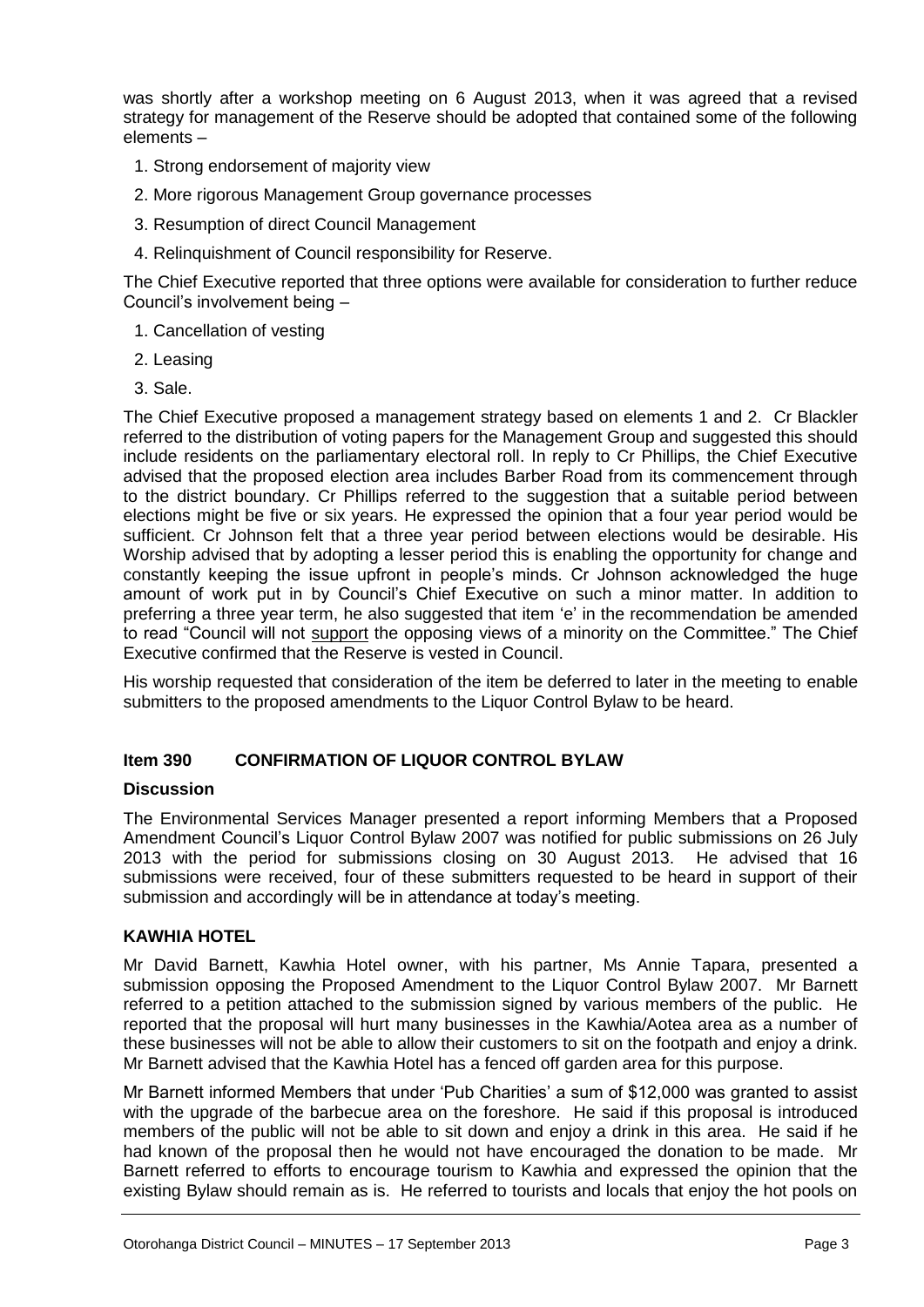was shortly after a workshop meeting on 6 August 2013, when it was agreed that a revised strategy for management of the Reserve should be adopted that contained some of the following elements –

1. Strong endorsement of majority view
2. More rigorous Management Group governance processes
3. Resumption of direct Council Management
4. Relinquishment of Council responsibility for Reserve.

The Chief Executive reported that three options were available for consideration to further reduce Council's involvement being –

1. Cancellation of vesting
2. Leasing
3. Sale.

The Chief Executive proposed a management strategy based on elements 1 and 2. Cr Blackler referred to the distribution of voting papers for the Management Group and suggested this should include residents on the parliamentary electoral roll. In reply to Cr Phillips, the Chief Executive advised that the proposed election area includes Barber Road from its commencement through to the district boundary. Cr Phillips referred to the suggestion that a suitable period between elections might be five or six years. He expressed the opinion that a four year period would be sufficient. Cr Johnson felt that a three year period between elections would be desirable. His Worship advised that by adopting a lesser period this is enabling the opportunity for change and constantly keeping the issue upfront in people's minds. Cr Johnson acknowledged the huge amount of work put in by Council's Chief Executive on such a minor matter. In addition to preferring a three year term, he also suggested that item 'e' in the recommendation be amended to read "Council will not <u>support</u> the opposing views of a minority on the Committee." The Chief Executive confirmed that the Reserve is vested in Council.

His worship requested that consideration of the item be deferred to later in the meeting to enable submitters to the proposed amendments to the Liquor Control Bylaw to be heard.

## Item 390 CONFIRMATION OF LIQUOR CONTROL BYLAW

### Discussion

The Environmental Services Manager presented a report informing Members that a Proposed Amendment Council's Liquor Control Bylaw 2007 was notified for public submissions on 26 July 2013 with the period for submissions closing on 30 August 2013. He advised that 16 submissions were received, four of these submitters requested to be heard in support of their submission and accordingly will be in attendance at today's meeting.

### KAWHIA HOTEL

Mr David Barnett, Kawhia Hotel owner, with his partner, Ms Annie Tapara, presented a submission opposing the Proposed Amendment to the Liquor Control Bylaw 2007. Mr Barnett referred to a petition attached to the submission signed by various members of the public. He reported that the proposal will hurt many businesses in the Kawhia/Aotea area as a number of these businesses will not be able to allow their customers to sit on the footpath and enjoy a drink. Mr Barnett advised that the Kawhia Hotel has a fenced off garden area for this purpose.

Mr Barnett informed Members that under 'Pub Charities' a sum of $12,000 was granted to assist with the upgrade of the barbecue area on the foreshore. He said if this proposal is introduced members of the public will not be able to sit down and enjoy a drink in this area. He said if he had known of the proposal then he would not have encouraged the donation to be made. Mr Barnett referred to efforts to encourage tourism to Kawhia and expressed the opinion that the existing Bylaw should remain as is. He referred to tourists and locals that enjoy the hot pools on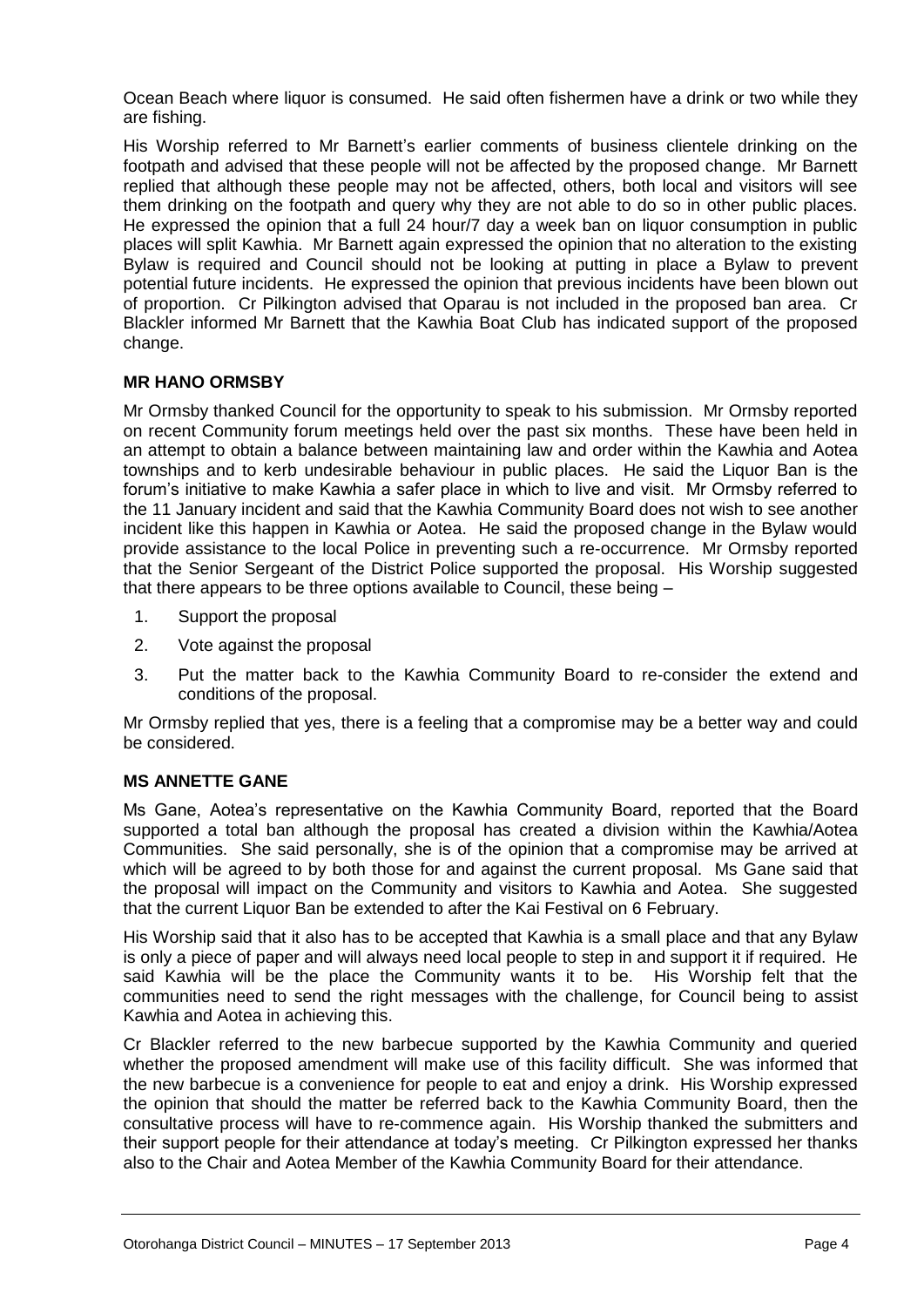Ocean Beach where liquor is consumed. He said often fishermen have a drink or two while they are fishing.

His Worship referred to Mr Barnett's earlier comments of business clientele drinking on the footpath and advised that these people will not be affected by the proposed change. Mr Barnett replied that although these people may not be affected, others, both local and visitors will see them drinking on the footpath and query why they are not able to do so in other public places. He expressed the opinion that a full 24 hour/7 day a week ban on liquor consumption in public places will split Kawhia. Mr Barnett again expressed the opinion that no alteration to the existing Bylaw is required and Council should not be looking at putting in place a Bylaw to prevent potential future incidents. He expressed the opinion that previous incidents have been blown out of proportion. Cr Pilkington advised that Oparau is not included in the proposed ban area. Cr Blackler informed Mr Barnett that the Kawhia Boat Club has indicated support of the proposed change.

**MR HANO ORMSBY**

Mr Ormsby thanked Council for the opportunity to speak to his submission. Mr Ormsby reported on recent Community forum meetings held over the past six months. These have been held in an attempt to obtain a balance between maintaining law and order within the Kawhia and Aotea townships and to kerb undesirable behaviour in public places. He said the Liquor Ban is the forum's initiative to make Kawhia a safer place in which to live and visit. Mr Ormsby referred to the 11 January incident and said that the Kawhia Community Board does not wish to see another incident like this happen in Kawhia or Aotea. He said the proposed change in the Bylaw would provide assistance to the local Police in preventing such a re-occurrence. Mr Ormsby reported that the Senior Sergeant of the District Police supported the proposal. His Worship suggested that there appears to be three options available to Council, these being –

1. Support the proposal
2. Vote against the proposal
3. Put the matter back to the Kawhia Community Board to re-consider the extend and conditions of the proposal.

Mr Ormsby replied that yes, there is a feeling that a compromise may be a better way and could be considered.

**MS ANNETTE GANE**

Ms Gane, Aotea's representative on the Kawhia Community Board, reported that the Board supported a total ban although the proposal has created a division within the Kawhia/Aotea Communities. She said personally, she is of the opinion that a compromise may be arrived at which will be agreed to by both those for and against the current proposal. Ms Gane said that the proposal will impact on the Community and visitors to Kawhia and Aotea. She suggested that the current Liquor Ban be extended to after the Kai Festival on 6 February.

His Worship said that it also has to be accepted that Kawhia is a small place and that any Bylaw is only a piece of paper and will always need local people to step in and support it if required. He said Kawhia will be the place the Community wants it to be. His Worship felt that the communities need to send the right messages with the challenge, for Council being to assist Kawhia and Aotea in achieving this.

Cr Blackler referred to the new barbecue supported by the Kawhia Community and queried whether the proposed amendment will make use of this facility difficult. She was informed that the new barbecue is a convenience for people to eat and enjoy a drink. His Worship expressed the opinion that should the matter be referred back to the Kawhia Community Board, then the consultative process will have to re-commence again. His Worship thanked the submitters and their support people for their attendance at today's meeting. Cr Pilkington expressed her thanks also to the Chair and Aotea Member of the Kawhia Community Board for their attendance.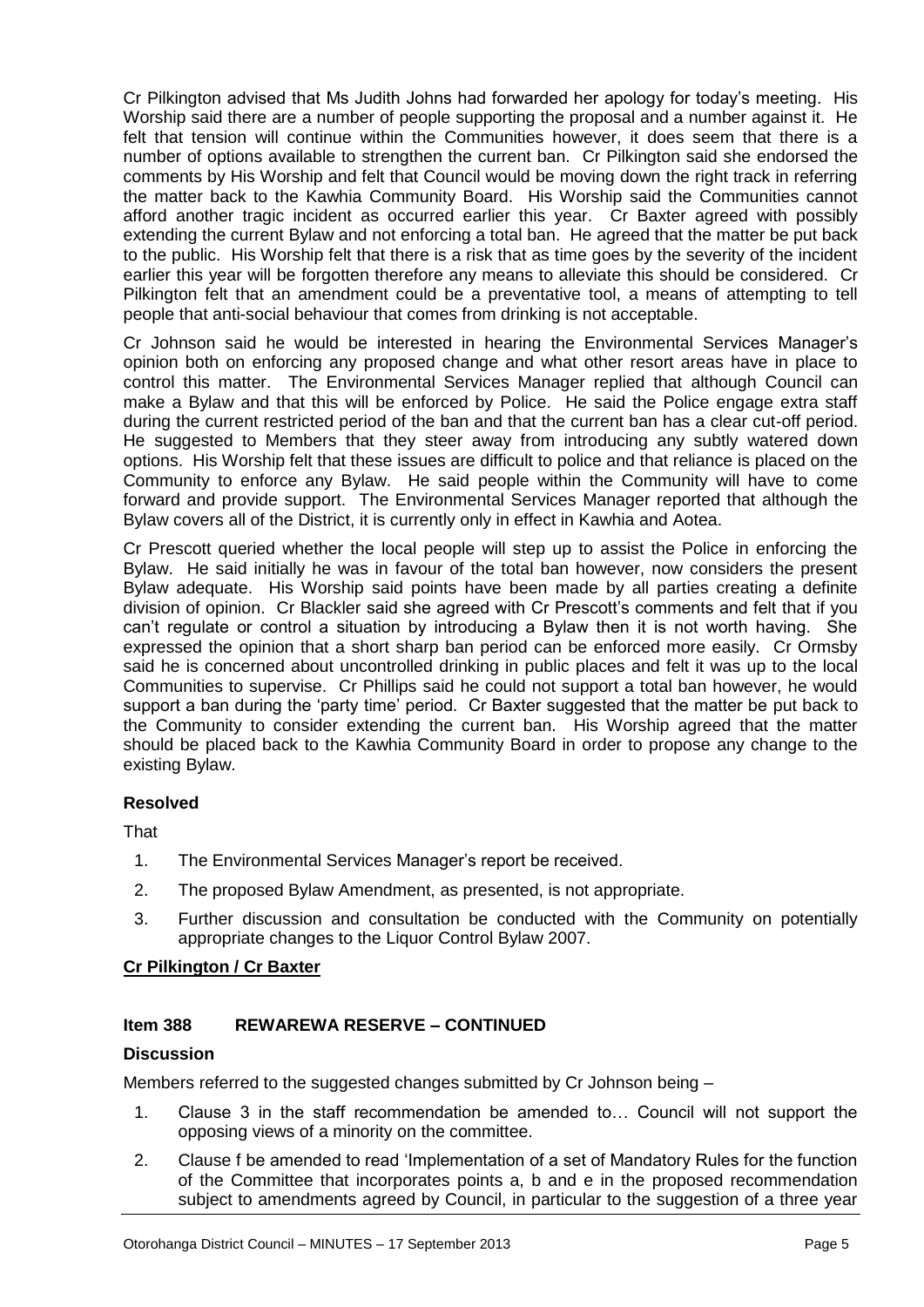Cr Pilkington advised that Ms Judith Johns had forwarded her apology for today's meeting. His Worship said there are a number of people supporting the proposal and a number against it. He felt that tension will continue within the Communities however, it does seem that there is a number of options available to strengthen the current ban. Cr Pilkington said she endorsed the comments by His Worship and felt that Council would be moving down the right track in referring the matter back to the Kawhia Community Board. His Worship said the Communities cannot afford another tragic incident as occurred earlier this year. Cr Baxter agreed with possibly extending the current Bylaw and not enforcing a total ban. He agreed that the matter be put back to the public. His Worship felt that there is a risk that as time goes by the severity of the incident earlier this year will be forgotten therefore any means to alleviate this should be considered. Cr Pilkington felt that an amendment could be a preventative tool, a means of attempting to tell people that anti-social behaviour that comes from drinking is not acceptable.

Cr Johnson said he would be interested in hearing the Environmental Services Manager's opinion both on enforcing any proposed change and what other resort areas have in place to control this matter. The Environmental Services Manager replied that although Council can make a Bylaw and that this will be enforced by Police. He said the Police engage extra staff during the current restricted period of the ban and that the current ban has a clear cut-off period. He suggested to Members that they steer away from introducing any subtly watered down options. His Worship felt that these issues are difficult to police and that reliance is placed on the Community to enforce any Bylaw. He said people within the Community will have to come forward and provide support. The Environmental Services Manager reported that although the Bylaw covers all of the District, it is currently only in effect in Kawhia and Aotea.

Cr Prescott queried whether the local people will step up to assist the Police in enforcing the Bylaw. He said initially he was in favour of the total ban however, now considers the present Bylaw adequate. His Worship said points have been made by all parties creating a definite division of opinion. Cr Blackler said she agreed with Cr Prescott's comments and felt that if you can't regulate or control a situation by introducing a Bylaw then it is not worth having. She expressed the opinion that a short sharp ban period can be enforced more easily. Cr Ormsby said he is concerned about uncontrolled drinking in public places and felt it was up to the local Communities to supervise. Cr Phillips said he could not support a total ban however, he would support a ban during the 'party time' period. Cr Baxter suggested that the matter be put back to the Community to consider extending the current ban. His Worship agreed that the matter should be placed back to the Kawhia Community Board in order to propose any change to the existing Bylaw.

### Resolved

That

1. The Environmental Services Manager's report be received.
2. The proposed Bylaw Amendment, as presented, is not appropriate.
3. Further discussion and consultation be conducted with the Community on potentially appropriate changes to the Liquor Control Bylaw 2007.

**Cr Pilkington / Cr Baxter**

## Item 388 REWAREWA RESERVE – CONTINUED

### Discussion

Members referred to the suggested changes submitted by Cr Johnson being –

1. Clause 3 in the staff recommendation be amended to… Council will not support the opposing views of a minority on the committee.
2. Clause f be amended to read 'Implementation of a set of Mandatory Rules for the function of the Committee that incorporates points a, b and e in the proposed recommendation subject to amendments agreed by Council, in particular to the suggestion of a three year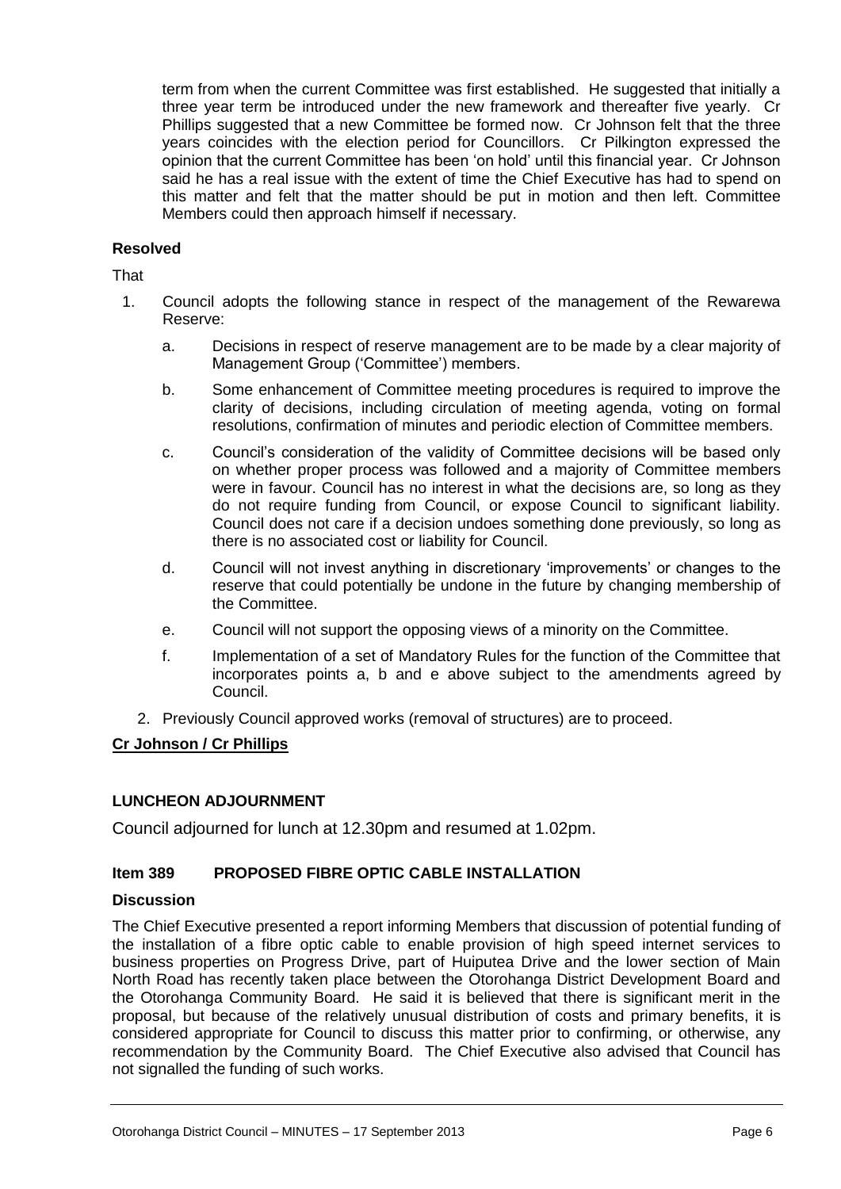term from when the current Committee was first established. He suggested that initially a three year term be introduced under the new framework and thereafter five yearly. Cr Phillips suggested that a new Committee be formed now. Cr Johnson felt that the three years coincides with the election period for Councillors. Cr Pilkington expressed the opinion that the current Committee has been 'on hold' until this financial year. Cr Johnson said he has a real issue with the extent of time the Chief Executive has had to spend on this matter and felt that the matter should be put in motion and then left. Committee Members could then approach himself if necessary.

**Resolved**

That

1. Council adopts the following stance in respect of the management of the Rewarewa Reserve:
   a. Decisions in respect of reserve management are to be made by a clear majority of Management Group ('Committee') members.
   b. Some enhancement of Committee meeting procedures is required to improve the clarity of decisions, including circulation of meeting agenda, voting on formal resolutions, confirmation of minutes and periodic election of Committee members.
   c. Council's consideration of the validity of Committee decisions will be based only on whether proper process was followed and a majority of Committee members were in favour. Council has no interest in what the decisions are, so long as they do not require funding from Council, or expose Council to significant liability. Council does not care if a decision undoes something done previously, so long as there is no associated cost or liability for Council.
   d. Council will not invest anything in discretionary 'improvements' or changes to the reserve that could potentially be undone in the future by changing membership of the Committee.
   e. Council will not support the opposing views of a minority on the Committee.
   f. Implementation of a set of Mandatory Rules for the function of the Committee that incorporates points a, b and e above subject to the amendments agreed by Council.
2. Previously Council approved works (removal of structures) are to proceed.

**Cr Johnson / Cr Phillips**

**LUNCHEON ADJOURNMENT**

Council adjourned for lunch at 12.30pm and resumed at 1.02pm.

**Item 389 PROPOSED FIBRE OPTIC CABLE INSTALLATION**

**Discussion**

The Chief Executive presented a report informing Members that discussion of potential funding of the installation of a fibre optic cable to enable provision of high speed internet services to business properties on Progress Drive, part of Huiputea Drive and the lower section of Main North Road has recently taken place between the Otorohanga District Development Board and the Otorohanga Community Board. He said it is believed that there is significant merit in the proposal, but because of the relatively unusual distribution of costs and primary benefits, it is considered appropriate for Council to discuss this matter prior to confirming, or otherwise, any recommendation by the Community Board. The Chief Executive also advised that Council has not signalled the funding of such works.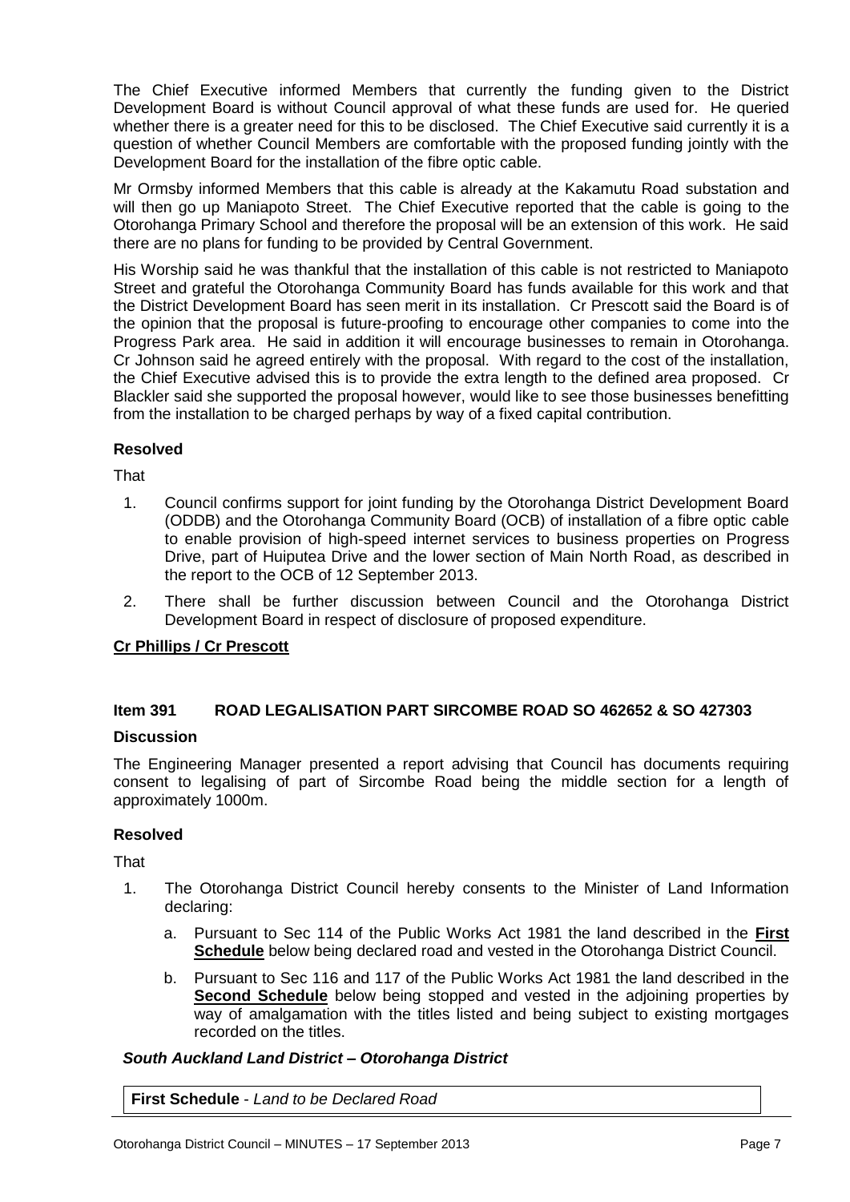The Chief Executive informed Members that currently the funding given to the District Development Board is without Council approval of what these funds are used for. He queried whether there is a greater need for this to be disclosed. The Chief Executive said currently it is a question of whether Council Members are comfortable with the proposed funding jointly with the Development Board for the installation of the fibre optic cable.

Mr Ormsby informed Members that this cable is already at the Kakamutu Road substation and will then go up Maniapoto Street. The Chief Executive reported that the cable is going to the Otorohanga Primary School and therefore the proposal will be an extension of this work. He said there are no plans for funding to be provided by Central Government.

His Worship said he was thankful that the installation of this cable is not restricted to Maniapoto Street and grateful the Otorohanga Community Board has funds available for this work and that the District Development Board has seen merit in its installation. Cr Prescott said the Board is of the opinion that the proposal is future-proofing to encourage other companies to come into the Progress Park area. He said in addition it will encourage businesses to remain in Otorohanga. Cr Johnson said he agreed entirely with the proposal. With regard to the cost of the installation, the Chief Executive advised this is to provide the extra length to the defined area proposed. Cr Blackler said she supported the proposal however, would like to see those businesses benefitting from the installation to be charged perhaps by way of a fixed capital contribution.

**Resolved**

That

1. Council confirms support for joint funding by the Otorohanga District Development Board (ODDB) and the Otorohanga Community Board (OCB) of installation of a fibre optic cable to enable provision of high-speed internet services to business properties on Progress Drive, part of Huiputea Drive and the lower section of Main North Road, as described in the report to the OCB of 12 September 2013.
2. There shall be further discussion between Council and the Otorohanga District Development Board in respect of disclosure of proposed expenditure.

**Cr Phillips / Cr Prescott**

### Item 391 ROAD LEGALISATION PART SIRCOMBE ROAD SO 462652 & SO 427303

**Discussion**

The Engineering Manager presented a report advising that Council has documents requiring consent to legalising of part of Sircombe Road being the middle section for a length of approximately 1000m.

**Resolved**

That

1. The Otorohanga District Council hereby consents to the Minister of Land Information declaring:
   a. Pursuant to Sec 114 of the Public Works Act 1981 the land described in the **First Schedule** below being declared road and vested in the Otorohanga District Council.
   b. Pursuant to Sec 116 and 117 of the Public Works Act 1981 the land described in the **Second Schedule** below being stopped and vested in the adjoining properties by way of amalgamation with the titles listed and being subject to existing mortgages recorded on the titles.

***South Auckland Land District – Otorohanga District***

| **First Schedule** - *Land to be Declared Road* |
| --- |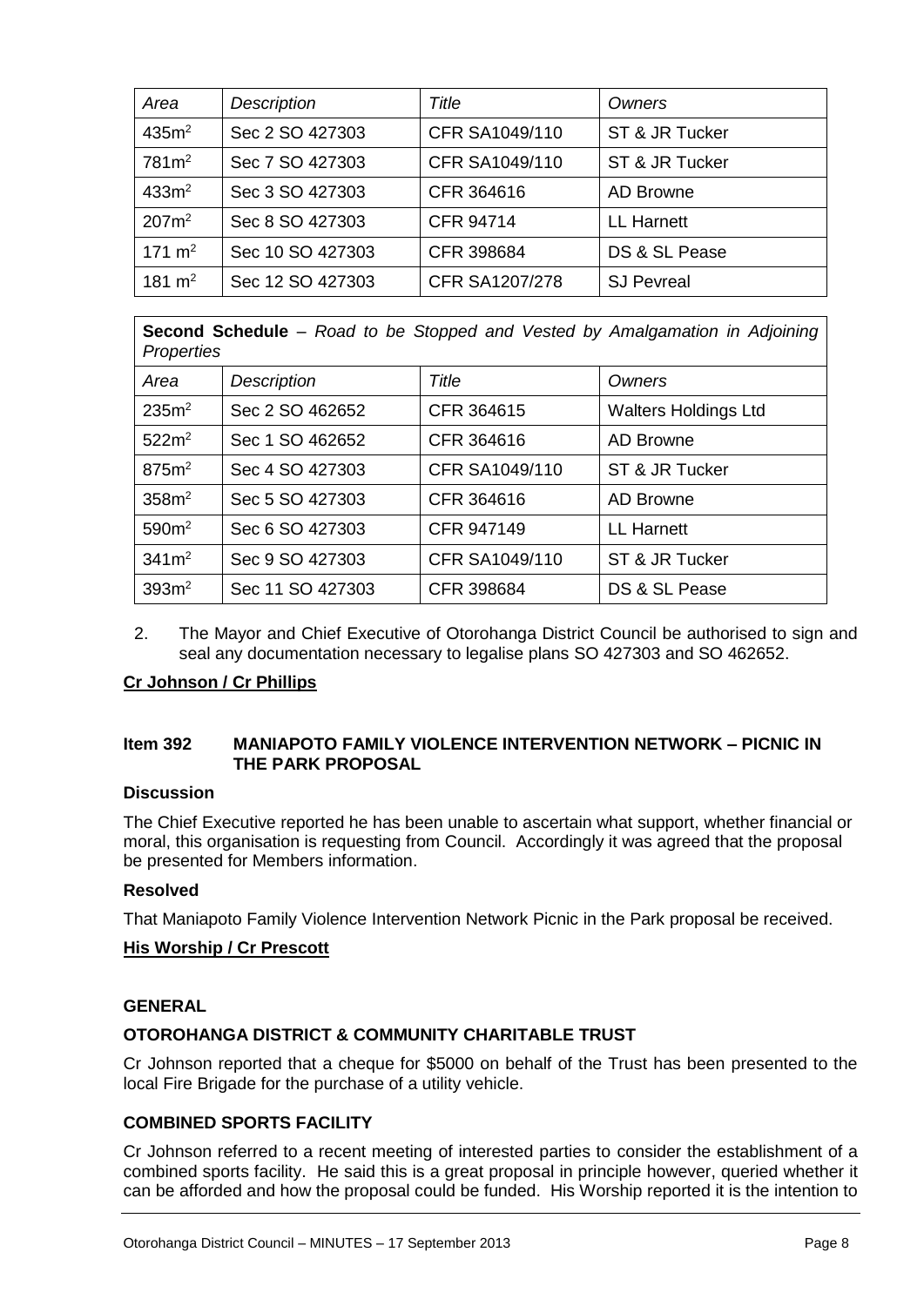| *Area* | *Description* | *Title* | *Owners* |
|---|---|---|---|
| 435m$^2$ | Sec 2 SO 427303 | CFR SA1049/110 | ST & JR Tucker |
| 781m$^2$ | Sec 7 SO 427303 | CFR SA1049/110 | ST & JR Tucker |
| 433m$^2$ | Sec 3 SO 427303 | CFR 364616 | AD Browne |
| 207m$^2$ | Sec 8 SO 427303 | CFR 94714 | LL Harnett |
| 171 m$^2$ | Sec 10 SO 427303 | CFR 398684 | DS & SL Pease |
| 181 m$^2$ | Sec 12 SO 427303 | CFR SA1207/278 | SJ Pevreal |

| **Second Schedule** – *Road to be Stopped and Vested by Amalgamation in Adjoining Properties* | | | |
|---|---|---|---|
| *Area* | *Description* | *Title* | *Owners* |
| 235m$^2$ | Sec 2 SO 462652 | CFR 364615 | Walters Holdings Ltd |
| 522m$^2$ | Sec 1 SO 462652 | CFR 364616 | AD Browne |
| 875m$^2$ | Sec 4 SO 427303 | CFR SA1049/110 | ST & JR Tucker |
| 358m$^2$ | Sec 5 SO 427303 | CFR 364616 | AD Browne |
| 590m$^2$ | Sec 6 SO 427303 | CFR 947149 | LL Harnett |
| 341m$^2$ | Sec 9 SO 427303 | CFR SA1049/110 | ST & JR Tucker |
| 393m$^2$ | Sec 11 SO 427303 | CFR 398684 | DS & SL Pease |

2. The Mayor and Chief Executive of Otorohanga District Council be authorised to sign and seal any documentation necessary to legalise plans SO 427303 and SO 462652.

**Cr Johnson / Cr Phillips**

### Item 392 MANIAPOTO FAMILY VIOLENCE INTERVENTION NETWORK – PICNIC IN THE PARK PROPOSAL

**Discussion**

The Chief Executive reported he has been unable to ascertain what support, whether financial or moral, this organisation is requesting from Council. Accordingly it was agreed that the proposal be presented for Members information.

**Resolved**

That Maniapoto Family Violence Intervention Network Picnic in the Park proposal be received.

**His Worship / Cr Prescott**

## GENERAL

### OTOROHANGA DISTRICT & COMMUNITY CHARITABLE TRUST

Cr Johnson reported that a cheque for $5000 on behalf of the Trust has been presented to the local Fire Brigade for the purchase of a utility vehicle.

### COMBINED SPORTS FACILITY

Cr Johnson referred to a recent meeting of interested parties to consider the establishment of a combined sports facility. He said this is a great proposal in principle however, queried whether it can be afforded and how the proposal could be funded. His Worship reported it is the intention to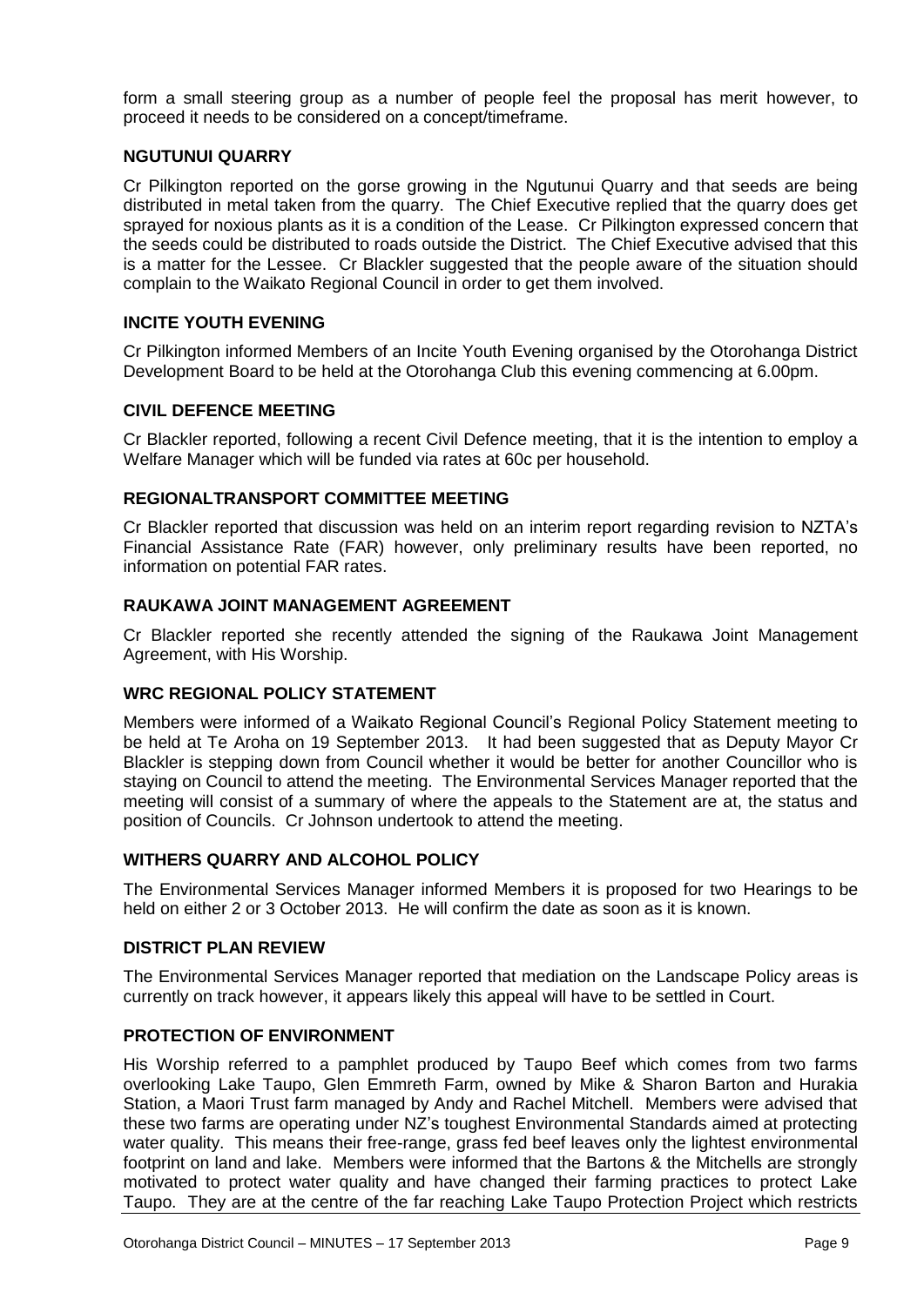form a small steering group as a number of people feel the proposal has merit however, to proceed it needs to be considered on a concept/timeframe.

### NGUTUNUI QUARRY

Cr Pilkington reported on the gorse growing in the Ngutunui Quarry and that seeds are being distributed in metal taken from the quarry. The Chief Executive replied that the quarry does get sprayed for noxious plants as it is a condition of the Lease. Cr Pilkington expressed concern that the seeds could be distributed to roads outside the District. The Chief Executive advised that this is a matter for the Lessee. Cr Blackler suggested that the people aware of the situation should complain to the Waikato Regional Council in order to get them involved.

### INCITE YOUTH EVENING

Cr Pilkington informed Members of an Incite Youth Evening organised by the Otorohanga District Development Board to be held at the Otorohanga Club this evening commencing at 6.00pm.

### CIVIL DEFENCE MEETING

Cr Blackler reported, following a recent Civil Defence meeting, that it is the intention to employ a Welfare Manager which will be funded via rates at 60c per household.

### REGIONALTRANSPORT COMMITTEE MEETING

Cr Blackler reported that discussion was held on an interim report regarding revision to NZTA's Financial Assistance Rate (FAR) however, only preliminary results have been reported, no information on potential FAR rates.

### RAUKAWA JOINT MANAGEMENT AGREEMENT

Cr Blackler reported she recently attended the signing of the Raukawa Joint Management Agreement, with His Worship.

### WRC REGIONAL POLICY STATEMENT

Members were informed of a Waikato Regional Council's Regional Policy Statement meeting to be held at Te Aroha on 19 September 2013. It had been suggested that as Deputy Mayor Cr Blackler is stepping down from Council whether it would be better for another Councillor who is staying on Council to attend the meeting. The Environmental Services Manager reported that the meeting will consist of a summary of where the appeals to the Statement are at, the status and position of Councils. Cr Johnson undertook to attend the meeting.

### WITHERS QUARRY AND ALCOHOL POLICY

The Environmental Services Manager informed Members it is proposed for two Hearings to be held on either 2 or 3 October 2013. He will confirm the date as soon as it is known.

### DISTRICT PLAN REVIEW

The Environmental Services Manager reported that mediation on the Landscape Policy areas is currently on track however, it appears likely this appeal will have to be settled in Court.

### PROTECTION OF ENVIRONMENT

His Worship referred to a pamphlet produced by Taupo Beef which comes from two farms overlooking Lake Taupo, Glen Emmreth Farm, owned by Mike & Sharon Barton and Hurakia Station, a Maori Trust farm managed by Andy and Rachel Mitchell. Members were advised that these two farms are operating under NZ's toughest Environmental Standards aimed at protecting water quality. This means their free-range, grass fed beef leaves only the lightest environmental footprint on land and lake. Members were informed that the Bartons & the Mitchells are strongly motivated to protect water quality and have changed their farming practices to protect Lake Taupo. They are at the centre of the far reaching Lake Taupo Protection Project which restricts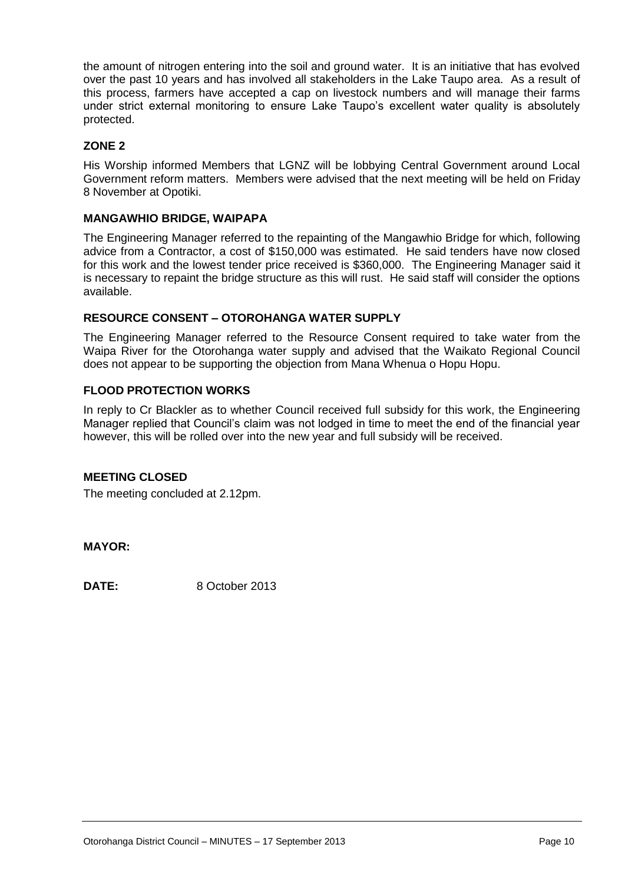the amount of nitrogen entering into the soil and ground water. It is an initiative that has evolved over the past 10 years and has involved all stakeholders in the Lake Taupo area. As a result of this process, farmers have accepted a cap on livestock numbers and will manage their farms under strict external monitoring to ensure Lake Taupo's excellent water quality is absolutely protected.

**ZONE 2**

His Worship informed Members that LGNZ will be lobbying Central Government around Local Government reform matters. Members were advised that the next meeting will be held on Friday 8 November at Opotiki.

**MANGAWHIO BRIDGE, WAIPAPA**

The Engineering Manager referred to the repainting of the Mangawhio Bridge for which, following advice from a Contractor, a cost of $150,000 was estimated. He said tenders have now closed for this work and the lowest tender price received is $360,000. The Engineering Manager said it is necessary to repaint the bridge structure as this will rust. He said staff will consider the options available.

**RESOURCE CONSENT – OTOROHANGA WATER SUPPLY**

The Engineering Manager referred to the Resource Consent required to take water from the Waipa River for the Otorohanga water supply and advised that the Waikato Regional Council does not appear to be supporting the objection from Mana Whenua o Hopu Hopu.

**FLOOD PROTECTION WORKS**

In reply to Cr Blackler as to whether Council received full subsidy for this work, the Engineering Manager replied that Council's claim was not lodged in time to meet the end of the financial year however, this will be rolled over into the new year and full subsidy will be received.

**MEETING CLOSED**

The meeting concluded at 2.12pm.

**MAYOR:**

**DATE:** 8 October 2013